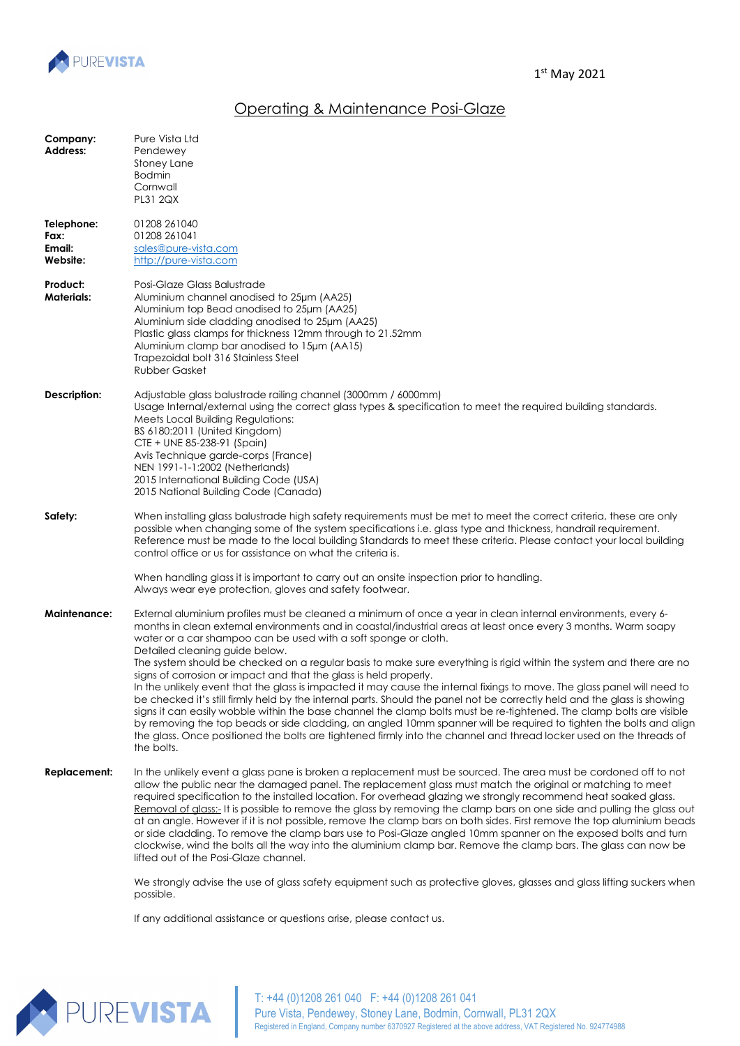1st May 2021

# Operating & Maintenance Posi-Glaze

**Company:** Pure Vista Ltd
**Address:** Pendewey
Stoney Lane
Bodmin
Cornwall
PL31 2QX

**Telephone:** 01208 261040
**Fax:** 01208 261041
**Email:** sales@pure-vista.com
**Website:** http://pure-vista.com

**Product:** Posi-Glaze Glass Balustrade
**Materials:**
Aluminium channel anodised to 25µm (AA25)
Aluminium top Bead anodised to 25µm (AA25)
Aluminium side cladding anodised to 25µm (AA25)
Plastic glass clamps for thickness 12mm through to 21.52mm
Aluminium clamp bar anodised to 15µm (AA15)
Trapezoidal bolt 316 Stainless Steel
Rubber Gasket

**Description:** Adjustable glass balustrade railing channel (3000mm / 6000mm)
Usage Internal/external using the correct glass types & specification to meet the required building standards.
Meets Local Building Regulations:
BS 6180:2011 (United Kingdom)
CTE + UNE 85-238-91 (Spain)
Avis Technique garde-corps (France)
NEN 1991-1-1:2002 (Netherlands)
2015 International Building Code (USA)
2015 National Building Code (Canada)

**Safety:** When installing glass balustrade high safety requirements must be met to meet the correct criteria, these are only possible when changing some of the system specifications i.e. glass type and thickness, handrail requirement. Reference must be made to the local building Standards to meet these criteria. Please contact your local building control office or us for assistance on what the criteria is.

When handling glass it is important to carry out an onsite inspection prior to handling.
Always wear eye protection, gloves and safety footwear.

**Maintenance:** External aluminium profiles must be cleaned a minimum of once a year in clean internal environments, every 6-months in clean external environments and in coastal/industrial areas at least once every 3 months. Warm soapy water or a car shampoo can be used with a soft sponge or cloth.
Detailed cleaning guide below.
The system should be checked on a regular basis to make sure everything is rigid within the system and there are no signs of corrosion or impact and that the glass is held properly.
In the unlikely event that the glass is impacted it may cause the internal fixings to move. The glass panel will need to be checked it's still firmly held by the internal parts. Should the panel not be correctly held and the glass is showing signs it can easily wobble within the base channel the clamp bolts must be re-tightened. The clamp bolts are visible by removing the top beads or side cladding, an angled 10mm spanner will be required to tighten the bolts and align the glass. Once positioned the bolts are tightened firmly into the channel and thread locker used on the threads of the bolts.

**Replacement:** In the unlikely event a glass pane is broken a replacement must be sourced. The area must be cordoned off to not allow the public near the damaged panel. The replacement glass must match the original or matching to meet required specification to the installed location. For overhead glazing we strongly recommend heat soaked glass.
Removal of glass:- It is possible to remove the glass by removing the clamp bars on one side and pulling the glass out at an angle. However if it is not possible, remove the clamp bars on both sides. First remove the top aluminium beads or side cladding. To remove the clamp bars use to Posi-Glaze angled 10mm spanner on the exposed bolts and turn clockwise, wind the bolts all the way into the aluminium clamp bar. Remove the clamp bars. The glass can now be lifted out of the Posi-Glaze channel.

We strongly advise the use of glass safety equipment such as protective gloves, glasses and glass lifting suckers when possible.

If any additional assistance or questions arise, please contact us.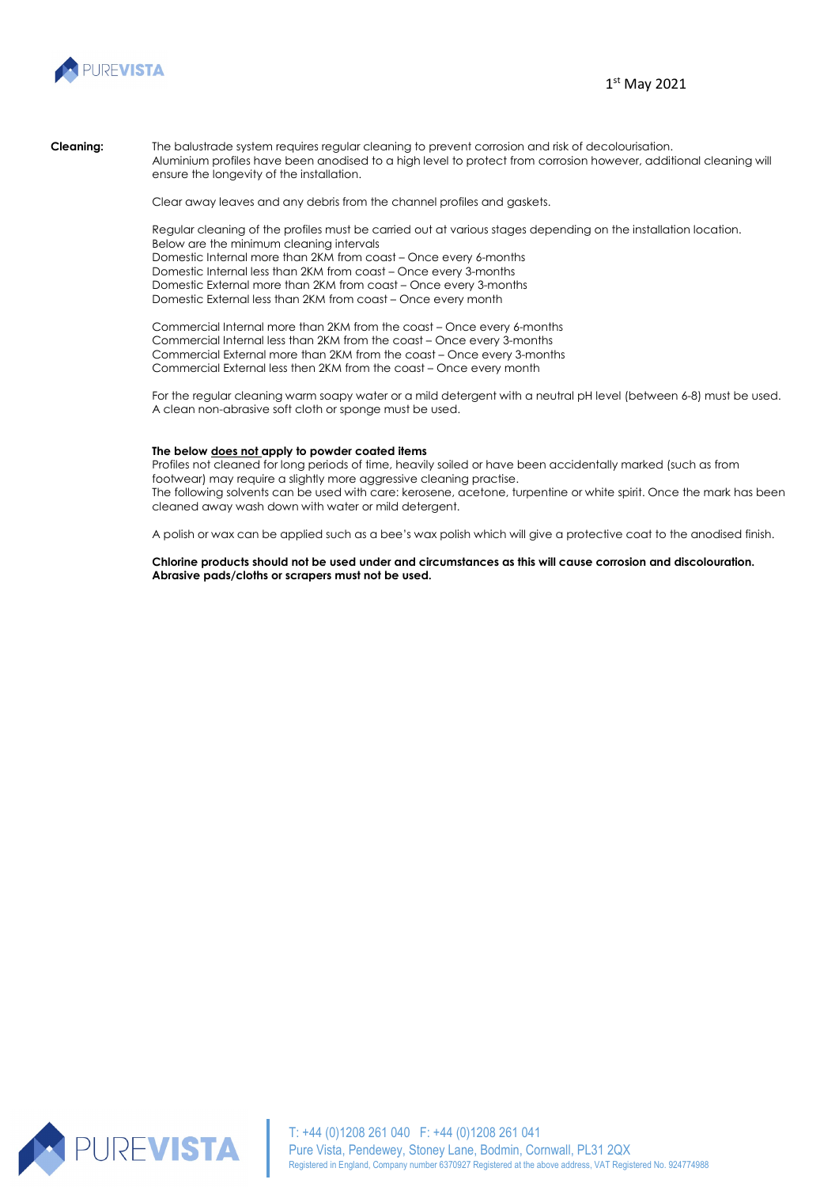1st May 2021

**Cleaning:**

The balustrade system requires regular cleaning to prevent corrosion and risk of decolourisation.
Aluminium profiles have been anodised to a high level to protect from corrosion however, additional cleaning will ensure the longevity of the installation.

Clear away leaves and any debris from the channel profiles and gaskets.

Regular cleaning of the profiles must be carried out at various stages depending on the installation location.
Below are the minimum cleaning intervals
Domestic Internal more than 2KM from coast – Once every 6-months
Domestic Internal less than 2KM from coast – Once every 3-months
Domestic External more than 2KM from coast – Once every 3-months
Domestic External less than 2KM from coast – Once every month

Commercial Internal more than 2KM from the coast – Once every 6-months
Commercial Internal less than 2KM from the coast – Once every 3-months
Commercial External more than 2KM from the coast – Once every 3-months
Commercial External less then 2KM from the coast – Once every month

For the regular cleaning warm soapy water or a mild detergent with a neutral pH level (between 6-8) must be used.
A clean non-abrasive soft cloth or sponge must be used.

**The below does not apply to powder coated items**
Profiles not cleaned for long periods of time, heavily soiled or have been accidentally marked (such as from footwear) may require a slightly more aggressive cleaning practise.
The following solvents can be used with care: kerosene, acetone, turpentine or white spirit. Once the mark has been cleaned away wash down with water or mild detergent.

A polish or wax can be applied such as a bee's wax polish which will give a protective coat to the anodised finish.

**Chlorine products should not be used under and circumstances as this will cause corrosion and discolouration.**
**Abrasive pads/cloths or scrapers must not be used.**